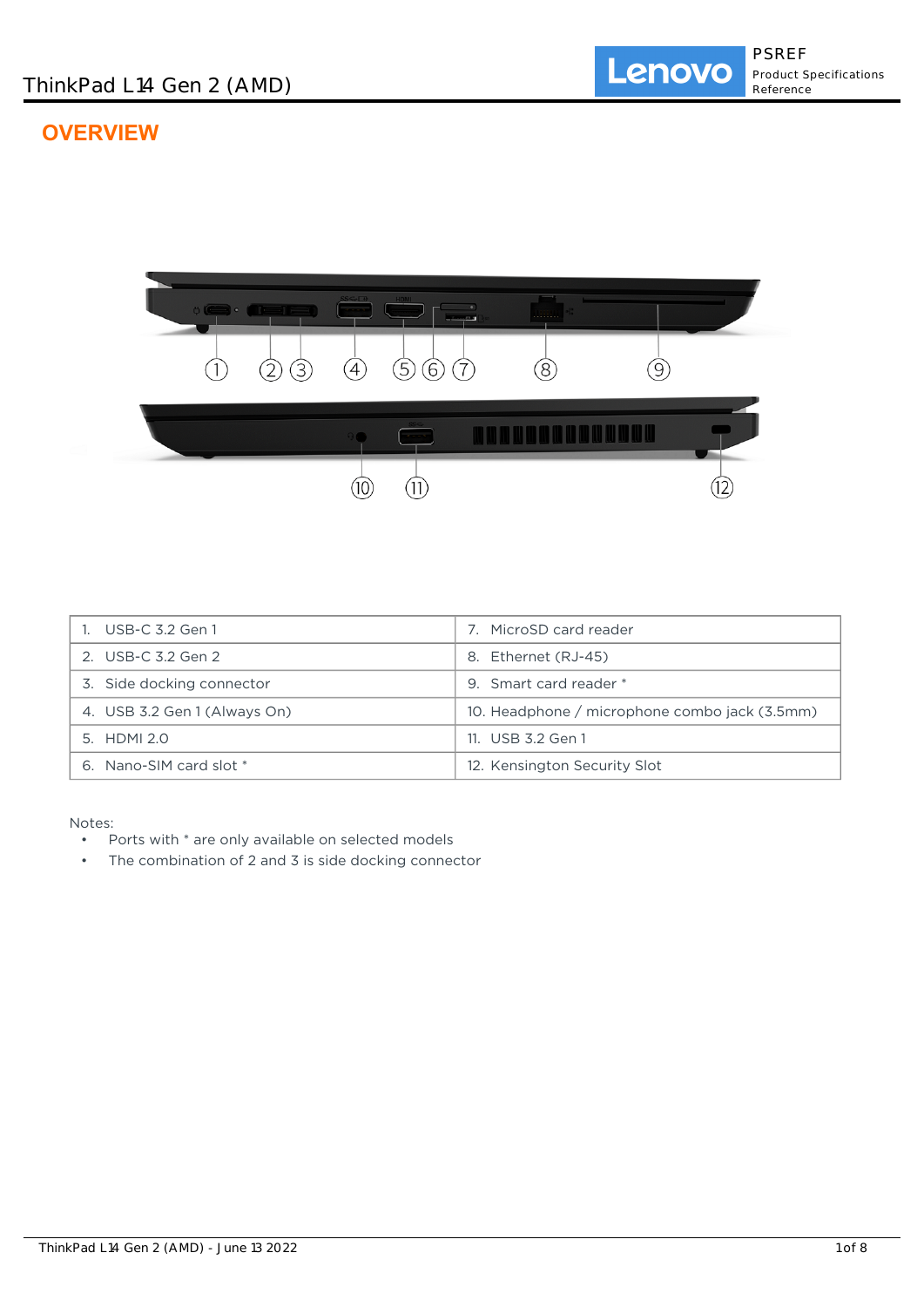# ThinkPad L14 Gen 2 (AMD)

## OVERVIEW

| 1. USB-C 3.2 Gen 1 | 7. MicroSD card reader |
|---|---|
| 2. USB-C 3.2 Gen 2 | 8. Ethernet (RJ-45) |
| 3. Side docking connector | 9. Smart card reader * |
| 4. USB 3.2 Gen 1 (Always On) | 10. Headphone / microphone combo jack (3.5mm) |
| 5. HDMI 2.0 | 11. USB 3.2 Gen 1 |
| 6. Nano-SIM card slot * | 12. Kensington Security Slot |

Notes:

- Ports with * are only available on selected models
- The combination of 2 and 3 is side docking connector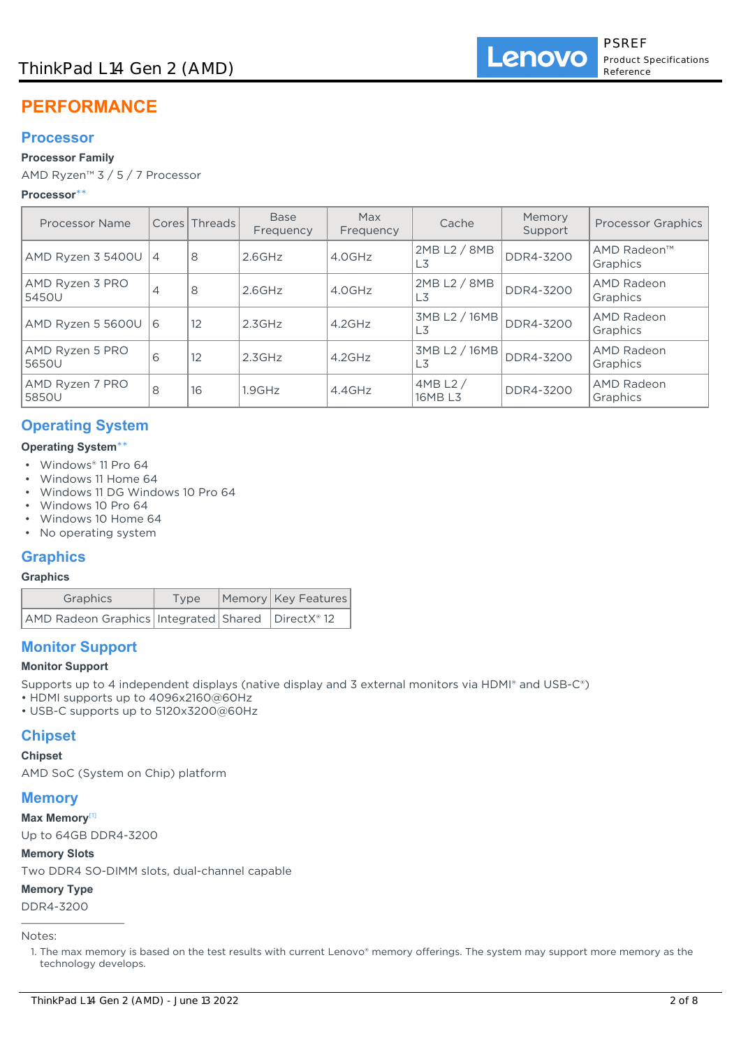# PERFORMANCE

## Processor

**Processor Family**

AMD Ryzen™ 3 / 5 / 7 Processor

**Processor****

| Processor Name | Cores | Threads | Base Frequency | Max Frequency | Cache | Memory Support | Processor Graphics |
|---|---|---|---|---|---|---|---|
| AMD Ryzen 3 5400U | 4 | 8 | 2.6GHz | 4.0GHz | 2MB L2 / 8MB L3 | DDR4-3200 | AMD Radeon™ Graphics |
| AMD Ryzen 3 PRO 5450U | 4 | 8 | 2.6GHz | 4.0GHz | 2MB L2 / 8MB L3 | DDR4-3200 | AMD Radeon Graphics |
| AMD Ryzen 5 5600U | 6 | 12 | 2.3GHz | 4.2GHz | 3MB L2 / 16MB L3 | DDR4-3200 | AMD Radeon Graphics |
| AMD Ryzen 5 PRO 5650U | 6 | 12 | 2.3GHz | 4.2GHz | 3MB L2 / 16MB L3 | DDR4-3200 | AMD Radeon Graphics |
| AMD Ryzen 7 PRO 5850U | 8 | 16 | 1.9GHz | 4.4GHz | 4MB L2 / 16MB L3 | DDR4-3200 | AMD Radeon Graphics |

## Operating System

**Operating System****

- Windows® 11 Pro 64
- Windows 11 Home 64
- Windows 11 DG Windows 10 Pro 64
- Windows 10 Pro 64
- Windows 10 Home 64
- No operating system

## Graphics

**Graphics**

| Graphics | Type | Memory | Key Features |
|---|---|---|---|
| AMD Radeon Graphics | Integrated | Shared | DirectX® 12 |

## Monitor Support

**Monitor Support**

Supports up to 4 independent displays (native display and 3 external monitors via HDMI® and USB-C®)
• HDMI supports up to 4096x2160@60Hz
• USB-C supports up to 5120x3200@60Hz

## Chipset

**Chipset**

AMD SoC (System on Chip) platform

## Memory

**Max Memory**[1]

Up to 64GB DDR4-3200

**Memory Slots**

Two DDR4 SO-DIMM slots, dual-channel capable

**Memory Type**

DDR4-3200

---

Notes:

1. The max memory is based on the test results with current Lenovo® memory offerings. The system may support more memory as the technology develops.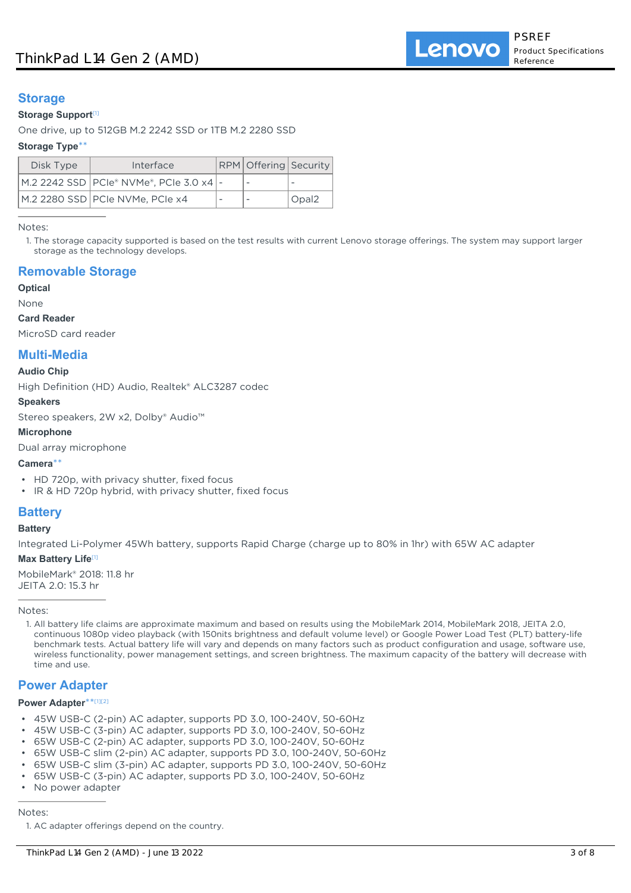## Storage

**Storage Support**[1]

One drive, up to 512GB M.2 2242 SSD or 1TB M.2 2280 SSD

**Storage Type****

| Disk Type | Interface | RPM | Offering | Security |
|---|---|---|---|---|
| M.2 2242 SSD | PCIe® NVMe®, PCIe 3.0 x4 | - | - | - |
| M.2 2280 SSD | PCIe NVMe, PCIe x4 | - | - | Opal2 |

Notes:

1. The storage capacity supported is based on the test results with current Lenovo storage offerings. The system may support larger storage as the technology develops.

## Removable Storage

**Optical**

None

**Card Reader**

MicroSD card reader

## Multi-Media

**Audio Chip**

High Definition (HD) Audio, Realtek® ALC3287 codec

**Speakers**

Stereo speakers, 2W x2, Dolby® Audio™

**Microphone**

Dual array microphone

**Camera****

- HD 720p, with privacy shutter, fixed focus
- IR & HD 720p hybrid, with privacy shutter, fixed focus

## Battery

**Battery**

Integrated Li-Polymer 45Wh battery, supports Rapid Charge (charge up to 80% in 1hr) with 65W AC adapter

**Max Battery Life**[1]

MobileMark® 2018: 11.8 hr
JEITA 2.0: 15.3 hr

Notes:

1. All battery life claims are approximate maximum and based on results using the MobileMark 2014, MobileMark 2018, JEITA 2.0, continuous 1080p video playback (with 150nits brightness and default volume level) or Google Power Load Test (PLT) battery-life benchmark tests. Actual battery life will vary and depends on many factors such as product configuration and usage, software use, wireless functionality, power management settings, and screen brightness. The maximum capacity of the battery will decrease with time and use.

## Power Adapter

**Power Adapter****[1][2]

- 45W USB-C (2-pin) AC adapter, supports PD 3.0, 100-240V, 50-60Hz
- 45W USB-C (3-pin) AC adapter, supports PD 3.0, 100-240V, 50-60Hz
- 65W USB-C (2-pin) AC adapter, supports PD 3.0, 100-240V, 50-60Hz
- 65W USB-C slim (2-pin) AC adapter, supports PD 3.0, 100-240V, 50-60Hz
- 65W USB-C slim (3-pin) AC adapter, supports PD 3.0, 100-240V, 50-60Hz
- 65W USB-C (3-pin) AC adapter, supports PD 3.0, 100-240V, 50-60Hz
- No power adapter

Notes:

1. AC adapter offerings depend on the country.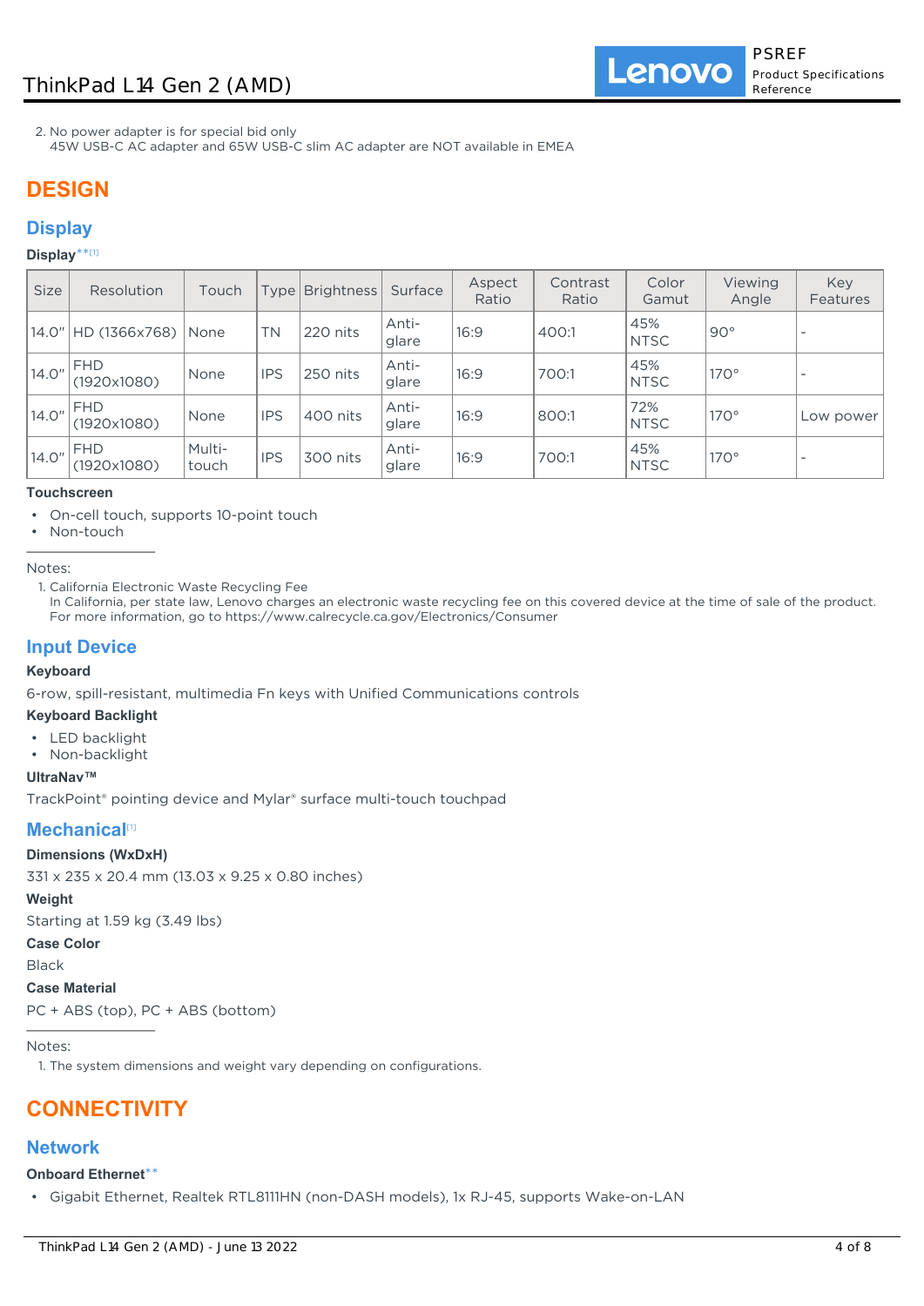2. No power adapter is for special bid only
   45W USB-C AC adapter and 65W USB-C slim AC adapter are NOT available in EMEA

# DESIGN

## Display

**Display**\*\*[1]

| Size | Resolution | Touch | Type | Brightness | Surface | Aspect Ratio | Contrast Ratio | Color Gamut | Viewing Angle | Key Features |
|---|---|---|---|---|---|---|---|---|---|---|
| 14.0" | HD (1366x768) | None | TN | 220 nits | Anti-glare | 16:9 | 400:1 | 45% NTSC | 90° | - |
| 14.0" | FHD (1920x1080) | None | IPS | 250 nits | Anti-glare | 16:9 | 700:1 | 45% NTSC | 170° | - |
| 14.0" | FHD (1920x1080) | None | IPS | 400 nits | Anti-glare | 16:9 | 800:1 | 72% NTSC | 170° | Low power |
| 14.0" | FHD (1920x1080) | Multi-touch | IPS | 300 nits | Anti-glare | 16:9 | 700:1 | 45% NTSC | 170° | - |

**Touchscreen**

- On-cell touch, supports 10-point touch
- Non-touch

Notes:

1. California Electronic Waste Recycling Fee
   In California, per state law, Lenovo charges an electronic waste recycling fee on this covered device at the time of sale of the product. For more information, go to https://www.calrecycle.ca.gov/Electronics/Consumer

## Input Device

**Keyboard**

6-row, spill-resistant, multimedia Fn keys with Unified Communications controls

**Keyboard Backlight**

- LED backlight
- Non-backlight

**UltraNav™**

TrackPoint® pointing device and Mylar® surface multi-touch touchpad

## Mechanical[1]

**Dimensions (WxDxH)**

331 x 235 x 20.4 mm (13.03 x 9.25 x 0.80 inches)

**Weight**

Starting at 1.59 kg (3.49 lbs)

**Case Color**

Black

**Case Material**

PC + ABS (top), PC + ABS (bottom)

Notes:

1. The system dimensions and weight vary depending on configurations.

# CONNECTIVITY

## Network

**Onboard Ethernet**\*\*

- Gigabit Ethernet, Realtek RTL8111HN (non-DASH models), 1x RJ-45, supports Wake-on-LAN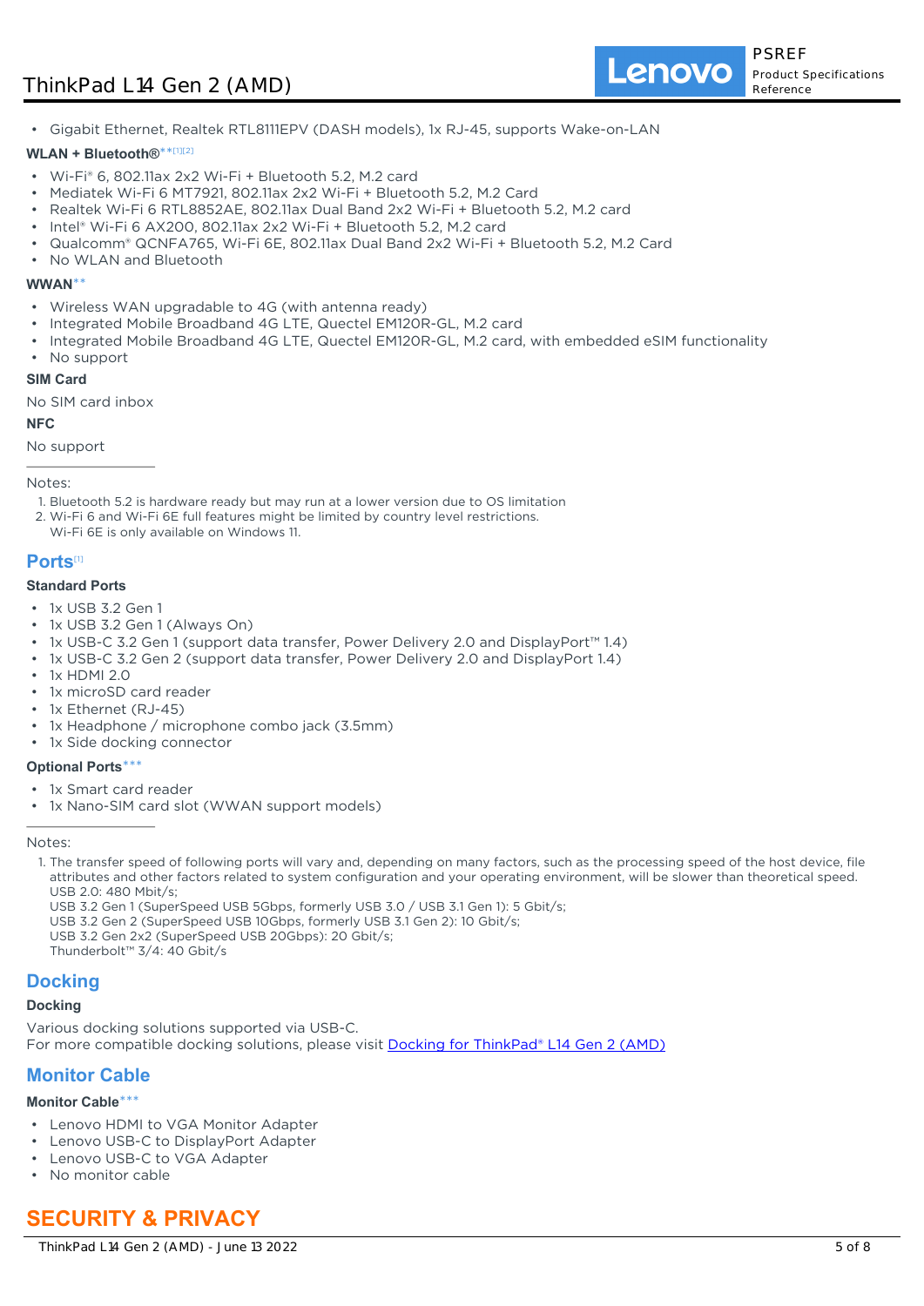- Gigabit Ethernet, Realtek RTL8111EPV (DASH models), 1x RJ-45, supports Wake-on-LAN

#### WLAN + Bluetooth®** [1][2]

- Wi-Fi® 6, 802.11ax 2x2 Wi-Fi + Bluetooth 5.2, M.2 card
- Mediatek Wi-Fi 6 MT7921, 802.11ax 2x2 Wi-Fi + Bluetooth 5.2, M.2 Card
- Realtek Wi-Fi 6 RTL8852AE, 802.11ax Dual Band 2x2 Wi-Fi + Bluetooth 5.2, M.2 card
- Intel® Wi-Fi 6 AX200, 802.11ax 2x2 Wi-Fi + Bluetooth 5.2, M.2 card
- Qualcomm® QCNFA765, Wi-Fi 6E, 802.11ax Dual Band 2x2 Wi-Fi + Bluetooth 5.2, M.2 Card
- No WLAN and Bluetooth

#### WWAN**

- Wireless WAN upgradable to 4G (with antenna ready)
- Integrated Mobile Broadband 4G LTE, Quectel EM120R-GL, M.2 card
- Integrated Mobile Broadband 4G LTE, Quectel EM120R-GL, M.2 card, with embedded eSIM functionality
- No support

#### SIM Card

No SIM card inbox

#### NFC

No support

Notes:

1. Bluetooth 5.2 is hardware ready but may run at a lower version due to OS limitation
2. Wi-Fi 6 and Wi-Fi 6E full features might be limited by country level restrictions.
   Wi-Fi 6E is only available on Windows 11.

## Ports[1]

#### Standard Ports

- 1x USB 3.2 Gen 1
- 1x USB 3.2 Gen 1 (Always On)
- 1x USB-C 3.2 Gen 1 (support data transfer, Power Delivery 2.0 and DisplayPort™ 1.4)
- 1x USB-C 3.2 Gen 2 (support data transfer, Power Delivery 2.0 and DisplayPort 1.4)
- 1x HDMI 2.0
- 1x microSD card reader
- 1x Ethernet (RJ-45)
- 1x Headphone / microphone combo jack (3.5mm)
- 1x Side docking connector

#### Optional Ports***

- 1x Smart card reader
- 1x Nano-SIM card slot (WWAN support models)

Notes:

1. The transfer speed of following ports will vary and, depending on many factors, such as the processing speed of the host device, file attributes and other factors related to system configuration and your operating environment, will be slower than theoretical speed.
   USB 2.0: 480 Mbit/s;
   USB 3.2 Gen 1 (SuperSpeed USB 5Gbps, formerly USB 3.0 / USB 3.1 Gen 1): 5 Gbit/s;
   USB 3.2 Gen 2 (SuperSpeed USB 10Gbps, formerly USB 3.1 Gen 2): 10 Gbit/s;
   USB 3.2 Gen 2x2 (SuperSpeed USB 20Gbps): 20 Gbit/s;
   Thunderbolt™ 3/4: 40 Gbit/s

## Docking

#### Docking

Various docking solutions supported via USB-C.
For more compatible docking solutions, please visit Docking for ThinkPad® L14 Gen 2 (AMD)

## Monitor Cable

#### Monitor Cable***

- Lenovo HDMI to VGA Monitor Adapter
- Lenovo USB-C to DisplayPort Adapter
- Lenovo USB-C to VGA Adapter
- No monitor cable

# SECURITY & PRIVACY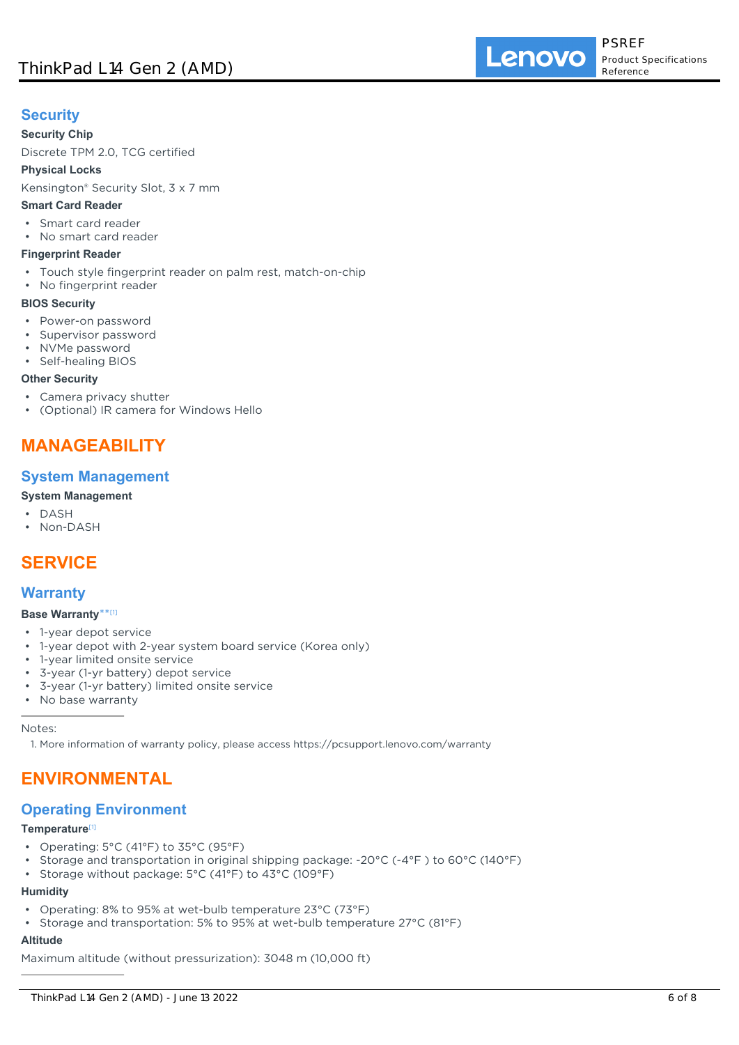## Security

**Security Chip**

Discrete TPM 2.0, TCG certified

**Physical Locks**

Kensington® Security Slot, 3 x 7 mm

**Smart Card Reader**

- Smart card reader
- No smart card reader

**Fingerprint Reader**

- Touch style fingerprint reader on palm rest, match-on-chip
- No fingerprint reader

**BIOS Security**

- Power-on password
- Supervisor password
- NVMe password
- Self-healing BIOS

**Other Security**

- Camera privacy shutter
- (Optional) IR camera for Windows Hello

# MANAGEABILITY

## System Management

**System Management**

- DASH
- Non-DASH

# SERVICE

## Warranty

**Base Warranty**** [1]

- 1-year depot service
- 1-year depot with 2-year system board service (Korea only)
- 1-year limited onsite service
- 3-year (1-yr battery) depot service
- 3-year (1-yr battery) limited onsite service
- No base warranty

Notes:

1. More information of warranty policy, please access https://pcsupport.lenovo.com/warranty

# ENVIRONMENTAL

## Operating Environment

**Temperature** [1]

- Operating: 5°C (41°F) to 35°C (95°F)
- Storage and transportation in original shipping package: -20°C (-4°F ) to 60°C (140°F)
- Storage without package: 5°C (41°F) to 43°C (109°F)

**Humidity**

- Operating: 8% to 95% at wet-bulb temperature 23°C (73°F)
- Storage and transportation: 5% to 95% at wet-bulb temperature 27°C (81°F)

**Altitude**

Maximum altitude (without pressurization): 3048 m (10,000 ft)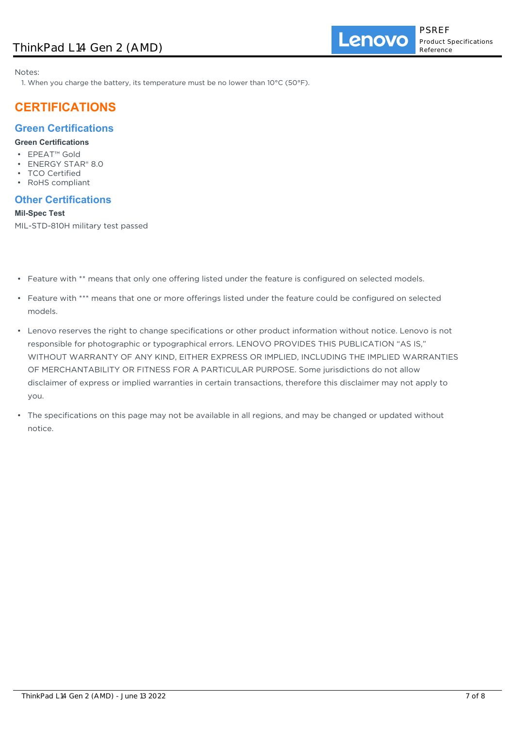Notes:

1. When you charge the battery, its temperature must be no lower than 10°C (50°F).

# CERTIFICATIONS

## Green Certifications

**Green Certifications**

- EPEAT™ Gold
- ENERGY STAR® 8.0
- TCO Certified
- RoHS compliant

## Other Certifications

**Mil-Spec Test**

MIL-STD-810H military test passed

- Feature with ** means that only one offering listed under the feature is configured on selected models.
- Feature with *** means that one or more offerings listed under the feature could be configured on selected models.
- Lenovo reserves the right to change specifications or other product information without notice. Lenovo is not responsible for photographic or typographical errors. LENOVO PROVIDES THIS PUBLICATION "AS IS," WITHOUT WARRANTY OF ANY KIND, EITHER EXPRESS OR IMPLIED, INCLUDING THE IMPLIED WARRANTIES OF MERCHANTABILITY OR FITNESS FOR A PARTICULAR PURPOSE. Some jurisdictions do not allow disclaimer of express or implied warranties in certain transactions, therefore this disclaimer may not apply to you.
- The specifications on this page may not be available in all regions, and may be changed or updated without notice.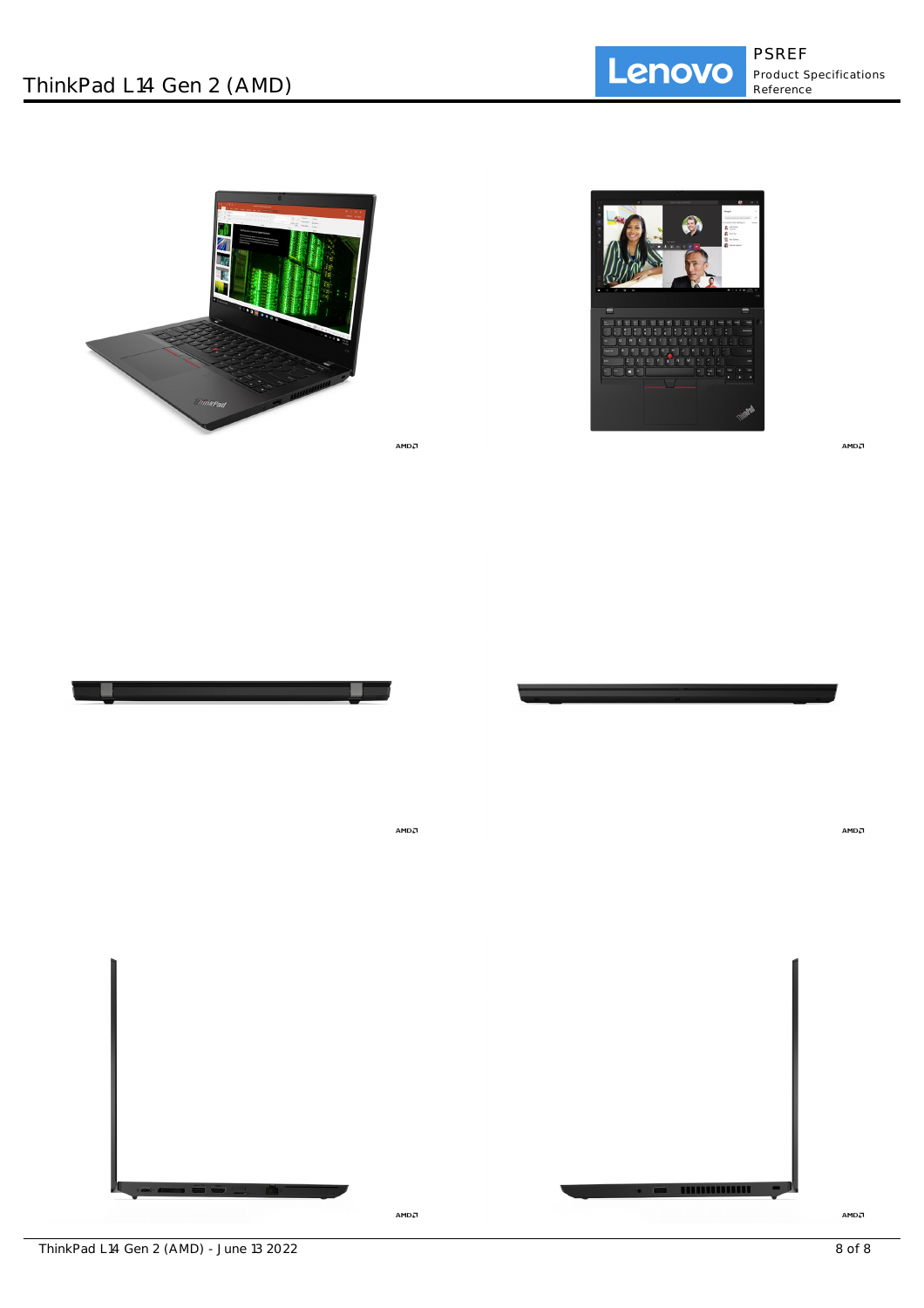AMD

AMD

AMD

AMD

AMD

AMD